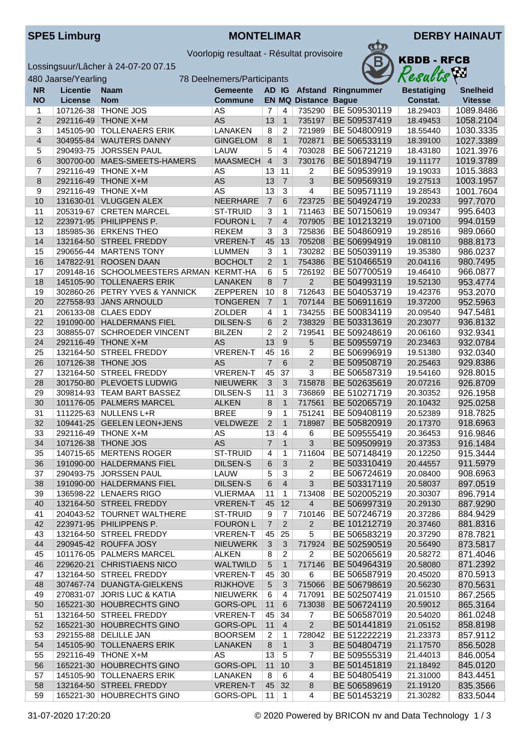**SPE5 Limburg** | **MONTELIMAR** | **DERBY HAINAUT**

Voorlopig resultaat - Résultat provisoire

KBDB - RFCB Results

Lossingsuur/Lâcher à 24-07-20 07.15

480 Jaarse/Yearling — 78 Deelnemers/Participants

| NR NO | Licentie License | Naam Nom | Gemeente Commune | AD EN | IG MQ | Afstand Distance | Ringnummer Bague | Bestatiging Constat. | Snelheid Vitesse |
|---|---|---|---|---|---|---|---|---|---|
| 1 | 107126-38 | THONE JOS | AS | 7 | 4 | 735290 | BE 509530119 | 18.29403 | 1089.8486 |
| 2 | 292116-49 | THONE X+M | AS | 13 | 1 | 735197 | BE 509537419 | 18.49453 | 1058.2104 |
| 3 | 145105-90 | TOLLENAERS ERIK | LANAKEN | 8 | 2 | 721989 | BE 504800919 | 18.55440 | 1030.3335 |
| 4 | 304955-84 | WAUTERS DANNY | GINGELOM | 8 | 1 | 702871 | BE 506533119 | 18.39100 | 1027.3389 |
| 5 | 290493-75 | JORSSEN PAUL | LAUW | 5 | 4 | 703028 | BE 506721219 | 18.43180 | 1021.3976 |
| 6 | 300700-00 | MAES-SMEETS-HAMERS | MAASMECH | 4 | 3 | 730176 | BE 501894719 | 19.11177 | 1019.3789 |
| 7 | 292116-49 | THONE X+M | AS | 13 | 11 | 2 | BE 509539919 | 19.19033 | 1015.3883 |
| 8 | 292116-49 | THONE X+M | AS | 13 | 7 | 3 | BE 509569319 | 19.27513 | 1003.1957 |
| 9 | 292116-49 | THONE X+M | AS | 13 | 3 | 4 | BE 509571119 | 19.28543 | 1001.7604 |
| 10 | 131630-01 | VLUGGEN ALEX | NEERHARE | 7 | 6 | 723725 | BE 504924719 | 19.20233 | 997.7070 |
| 11 | 205319-67 | CRETEN MARCEL | ST-TRUID | 3 | 1 | 711463 | BE 507150619 | 19.09347 | 995.6403 |
| 12 | 223971-95 | PHILIPPENS P. | FOURON L | 7 | 4 | 707905 | BE 101213219 | 19.07100 | 994.0159 |
| 13 | 185985-36 | ERKENS THEO | REKEM | 3 | 3 | 725836 | BE 504860919 | 19.28516 | 989.0660 |
| 14 | 132164-50 | STREEL FREDDY | VREREN-T | 45 | 13 | 705208 | BE 506994919 | 19.08110 | 988.8173 |
| 15 | 290656-44 | MARTENS TONY | LUMMEN | 3 | 1 | 730282 | BE 505039119 | 19.35380 | 986.0237 |
| 16 | 147822-91 | ROOSEN DAAN | BOCHOLT | 2 | 1 | 754386 | BE 510466519 | 20.04116 | 980.7495 |
| 17 | 209148-16 | SCHOOLMEESTERS ARMAN | KERMT-HA | 6 | 5 | 726192 | BE 507700519 | 19.46410 | 966.0877 |
| 18 | 145105-90 | TOLLENAERS ERIK | LANAKEN | 8 | 7 | 2 | BE 504993119 | 19.52130 | 953.4774 |
| 19 | 302860-26 | PETRY YVES & YANNICK | ZEPPEREN | 10 | 8 | 712643 | BE 504053719 | 19.42376 | 953.2070 |
| 20 | 227558-93 | JANS ARNOULD | TONGEREN | 7 | 1 | 707144 | BE 506911619 | 19.37200 | 952.5963 |
| 21 | 206133-08 | CLAES EDDY | ZOLDER | 4 | 1 | 734255 | BE 500834119 | 20.09540 | 947.5481 |
| 22 | 191090-00 | HALDERMANS FIEL | DILSEN-S | 6 | 2 | 738329 | BE 503313619 | 20.23077 | 936.8132 |
| 23 | 308855-07 | SCHROEDER VINCENT | BILZEN | 2 | 2 | 719541 | BE 509248619 | 20.06160 | 932.9341 |
| 24 | 292116-49 | THONE X+M | AS | 13 | 9 | 5 | BE 509559719 | 20.23463 | 932.0784 |
| 25 | 132164-50 | STREEL FREDDY | VREREN-T | 45 | 16 | 2 | BE 506996919 | 19.51380 | 932.0340 |
| 26 | 107126-38 | THONE JOS | AS | 7 | 6 | 2 | BE 509508719 | 20.25463 | 929.8386 |
| 27 | 132164-50 | STREEL FREDDY | VREREN-T | 45 | 37 | 3 | BE 506587319 | 19.54160 | 928.8015 |
| 28 | 301750-80 | PLEVOETS LUDWIG | NIEUWERK | 3 | 3 | 715878 | BE 502635619 | 20.07216 | 926.8709 |
| 29 | 309814-93 | TEAM BART BASSEZ | DILSEN-S | 11 | 3 | 736869 | BE 510271719 | 20.30352 | 926.1958 |
| 30 | 101176-05 | PALMERS MARCEL | ALKEN | 8 | 1 | 717561 | BE 502065719 | 20.10432 | 925.0258 |
| 31 | 111225-63 | NULLENS L+R | BREE | 9 | 1 | 751241 | BE 509408119 | 20.52389 | 918.7825 |
| 32 | 109441-25 | GEELEN LEON+JENS | VELDWEZE | 2 | 1 | 718987 | BE 505820919 | 20.17370 | 918.6963 |
| 33 | 292116-49 | THONE X+M | AS | 13 | 4 | 6 | BE 509555419 | 20.36453 | 916.9846 |
| 34 | 107126-38 | THONE JOS | AS | 7 | 1 | 3 | BE 509509919 | 20.37353 | 916.1484 |
| 35 | 140715-65 | MERTENS ROGER | ST-TRUID | 4 | 1 | 711604 | BE 507148419 | 20.12250 | 915.3444 |
| 36 | 191090-00 | HALDERMANS FIEL | DILSEN-S | 6 | 3 | 2 | BE 503310419 | 20.44557 | 911.5979 |
| 37 | 290493-75 | JORSSEN PAUL | LAUW | 5 | 3 | 2 | BE 506724619 | 20.08400 | 908.6963 |
| 38 | 191090-00 | HALDERMANS FIEL | DILSEN-S | 6 | 4 | 3 | BE 503317119 | 20.58037 | 897.0519 |
| 39 | 136598-22 | LENAERS RIGO | VLIERMAA | 11 | 1 | 713408 | BE 502005219 | 20.30307 | 896.7914 |
| 40 | 132164-50 | STREEL FREDDY | VREREN-T | 45 | 12 | 4 | BE 506997319 | 20.29130 | 887.9290 |
| 41 | 204043-52 | TOURNET WALTHERE | ST-TRUID | 9 | 7 | 710146 | BE 507246719 | 20.37286 | 884.9429 |
| 42 | 223971-95 | PHILIPPENS P. | FOURON L | 7 | 2 | 2 | BE 101212719 | 20.37460 | 881.8316 |
| 43 | 132164-50 | STREEL FREDDY | VREREN-T | 45 | 25 | 5 | BE 506583219 | 20.37290 | 878.7821 |
| 44 | 290945-42 | ROUFFA JOSY | NIEUWERK | 3 | 3 | 717924 | BE 502590519 | 20.56490 | 873.5817 |
| 45 | 101176-05 | PALMERS MARCEL | ALKEN | 8 | 2 | 2 | BE 502065619 | 20.58272 | 871.4046 |
| 46 | 229620-21 | CHRISTIAENS NICO | WALTWILD | 5 | 1 | 717146 | BE 504964319 | 20.58080 | 871.2392 |
| 47 | 132164-50 | STREEL FREDDY | VREREN-T | 45 | 30 | 6 | BE 506587919 | 20.45020 | 870.5913 |
| 48 | 307467-74 | DUANGTA-GIELKENS | RIJKHOVE | 5 | 3 | 715066 | BE 506798619 | 20.56230 | 870.5631 |
| 49 | 270831-07 | JORIS LUC & KATIA | NIEUWERK | 6 | 4 | 717091 | BE 502507419 | 21.01510 | 867.2565 |
| 50 | 165221-30 | HOUBRECHTS GINO | GORS-OPL | 11 | 6 | 713038 | BE 506724119 | 20.59012 | 865.3164 |
| 51 | 132164-50 | STREEL FREDDY | VREREN-T | 45 | 34 | 7 | BE 506587019 | 20.54020 | 861.0248 |
| 52 | 165221-30 | HOUBRECHTS GINO | GORS-OPL | 11 | 4 | 2 | BE 501441819 | 21.05152 | 858.8198 |
| 53 | 292155-88 | DELILLE JAN | BOORSEM | 2 | 1 | 728042 | BE 512222219 | 21.23373 | 857.9112 |
| 54 | 145105-90 | TOLLENAERS ERIK | LANAKEN | 8 | 1 | 3 | BE 504804719 | 21.17570 | 856.5028 |
| 55 | 292116-49 | THONE X+M | AS | 13 | 5 | 7 | BE 509555319 | 21.44013 | 846.0054 |
| 56 | 165221-30 | HOUBRECHTS GINO | GORS-OPL | 11 | 10 | 3 | BE 501451819 | 21.18492 | 845.0120 |
| 57 | 145105-90 | TOLLENAERS ERIK | LANAKEN | 8 | 6 | 4 | BE 504805419 | 21.31000 | 843.4451 |
| 58 | 132164-50 | STREEL FREDDY | VREREN-T | 45 | 32 | 8 | BE 506589619 | 21.19120 | 835.3566 |
| 59 | 165221-30 | HOUBRECHTS GINO | GORS-OPL | 11 | 1 | 4 | BE 501453219 | 21.30282 | 833.5044 |

31-07-2020 17:20:20 — © 2020 Powered by BRICON nv and Data Technology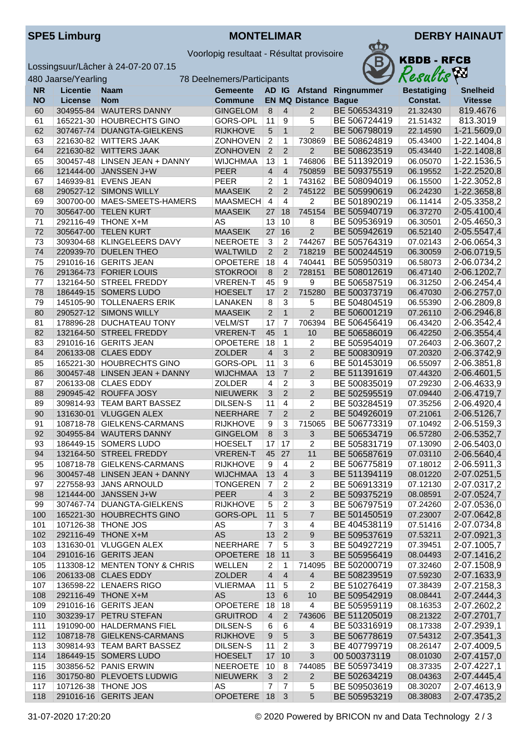**SPE5 Limburg** | **MONTELIMAR** | **DERBY HAINAUT**

Voorlopig resultaat - Résultat provisoire

KBDB - RFCB Results

Lossingsuur/Lâcher à 24-07-20 07.15

480 Jaarse/Yearling — 78 Deelnemers/Participants

| NR<br>NO | Licentie<br>License | Naam<br>Nom | Gemeente<br>Commune | AD<br>EN | IG<br>MQ | Afstand<br>Distance | Ringnummer<br>Bague | Bestatiging<br>Constat. | Snelheid<br>Vitesse |
|---|---|---|---|---|---|---|---|---|---|
| 60 | 304955-84 | WAUTERS DANNY | GINGELOM | 8 | 4 | 2 | BE 506534319 | 21.32430 | 819.4676 |
| 61 | 165221-30 | HOUBRECHTS GINO | GORS-OPL | 11 | 9 | 5 | BE 506724419 | 21.51432 | 813.3019 |
| 62 | 307467-74 | DUANGTA-GIELKENS | RIJKHOVE | 5 | 1 | 2 | BE 506798019 | 22.14590 | 1-21.5609,0 |
| 63 | 221630-82 | WITTERS JAAK | ZONHOVEN | 2 | 1 | 730869 | BE 508624819 | 05.43400 | 1-22.1404,8 |
| 64 | 221630-82 | WITTERS JAAK | ZONHOVEN | 2 | 2 | 2 | BE 508623519 | 05.43440 | 1-22.1408,8 |
| 65 | 300457-48 | LINSEN JEAN + DANNY | WIJCHMAA | 13 | 1 | 746806 | BE 511392019 | 06.05070 | 1-22.1536,5 |
| 66 | 121444-00 | JANSSEN J+W | PEER | 4 | 4 | 750859 | BE 509375519 | 06.19552 | 1-22.2520,8 |
| 67 | 146939-81 | EVENS JEAN | PEER | 2 | 1 | 743162 | BE 508094019 | 06.15500 | 1-22.3052,8 |
| 68 | 290527-12 | SIMONS WILLY | MAASEIK | 2 | 2 | 745122 | BE 505990619 | 06.24230 | 1-22.3658,8 |
| 69 | 300700-00 | MAES-SMEETS-HAMERS | MAASMECH | 4 | 4 | 2 | BE 501890219 | 06.11414 | 2-05.3358,2 |
| 70 | 305647-00 | TELEN KURT | MAASEIK | 27 | 18 | 745154 | BE 505940719 | 06.37270 | 2-05.4100,4 |
| 71 | 292116-49 | THONE X+M | AS | 13 | 10 | 8 | BE 509536919 | 06.30501 | 2-05.4650,3 |
| 72 | 305647-00 | TELEN KURT | MAASEIK | 27 | 16 | 2 | BE 505942619 | 06.52140 | 2-05.5547,4 |
| 73 | 309304-68 | KLINGELEERS DAVY | NEEROETE | 3 | 2 | 744267 | BE 505764319 | 07.02143 | 2-06.0654,3 |
| 74 | 220939-70 | DUELEN THEO | WALTWILD | 2 | 2 | 718219 | BE 500244519 | 06.30059 | 2-06.0719,5 |
| 75 | 291016-16 | GERITS JEAN | OPOETERE | 18 | 4 | 740441 | BE 505950319 | 06.58073 | 2-06.0734,2 |
| 76 | 291364-73 | FORIER LOUIS | STOKROOI | 8 | 2 | 728151 | BE 508012619 | 06.47140 | 2-06.1202,7 |
| 77 | 132164-50 | STREEL FREDDY | VREREN-T | 45 | 9 | 9 | BE 506587519 | 06.31250 | 2-06.2454,4 |
| 78 | 186449-15 | SOMERS LUDO | HOESELT | 17 | 2 | 715280 | BE 500373719 | 06.47030 | 2-06.2757,0 |
| 79 | 145105-90 | TOLLENAERS ERIK | LANAKEN | 8 | 3 | 5 | BE 504804519 | 06.55390 | 2-06.2809,8 |
| 80 | 290527-12 | SIMONS WILLY | MAASEIK | 2 | 1 | 2 | BE 506001219 | 07.26110 | 2-06.2946,8 |
| 81 | 178896-28 | DUCHATEAU TONY | VELM/ST | 17 | 7 | 706394 | BE 506456419 | 06.43420 | 2-06.3542,4 |
| 82 | 132164-50 | STREEL FREDDY | VREREN-T | 45 | 1 | 10 | BE 506586019 | 06.42250 | 2-06.3554,4 |
| 83 | 291016-16 | GERITS JEAN | OPOETERE | 18 | 1 | 2 | BE 505954019 | 07.26403 | 2-06.3607,2 |
| 84 | 206133-08 | CLAES EDDY | ZOLDER | 4 | 3 | 2 | BE 500830919 | 07.20320 | 2-06.3742,9 |
| 85 | 165221-30 | HOUBRECHTS GINO | GORS-OPL | 11 | 3 | 6 | BE 501453019 | 06.55097 | 2-06.3851,8 |
| 86 | 300457-48 | LINSEN JEAN + DANNY | WIJCHMAA | 13 | 7 | 2 | BE 511391619 | 07.44320 | 2-06.4601,5 |
| 87 | 206133-08 | CLAES EDDY | ZOLDER | 4 | 2 | 3 | BE 500835019 | 07.29230 | 2-06.4633,9 |
| 88 | 290945-42 | ROUFFA JOSY | NIEUWERK | 3 | 2 | 2 | BE 502595519 | 07.09440 | 2-06.4719,7 |
| 89 | 309814-93 | TEAM BART BASSEZ | DILSEN-S | 11 | 4 | 2 | BE 503284519 | 07.35256 | 2-06.4920,4 |
| 90 | 131630-01 | VLUGGEN ALEX | NEERHARE | 7 | 2 | 2 | BE 504926019 | 07.21061 | 2-06.5126,7 |
| 91 | 108718-78 | GIELKENS-CARMANS | RIJKHOVE | 9 | 3 | 715065 | BE 506773319 | 07.10492 | 2-06.5159,3 |
| 92 | 304955-84 | WAUTERS DANNY | GINGELOM | 8 | 3 | 3 | BE 506534719 | 06.57280 | 2-06.5352,7 |
| 93 | 186449-15 | SOMERS LUDO | HOESELT | 17 | 17 | 2 | BE 505831719 | 07.13090 | 2-06.5403,0 |
| 94 | 132164-50 | STREEL FREDDY | VREREN-T | 45 | 27 | 11 | BE 506587619 | 07.03110 | 2-06.5640,4 |
| 95 | 108718-78 | GIELKENS-CARMANS | RIJKHOVE | 9 | 4 | 2 | BE 506775819 | 07.18012 | 2-06.5911,3 |
| 96 | 300457-48 | LINSEN JEAN + DANNY | WIJCHMAA | 13 | 4 | 3 | BE 511394119 | 08.01220 | 2-07.0251,5 |
| 97 | 227558-93 | JANS ARNOULD | TONGEREN | 7 | 2 | 2 | BE 506913319 | 07.12130 | 2-07.0317,2 |
| 98 | 121444-00 | JANSSEN J+W | PEER | 4 | 3 | 2 | BE 509375219 | 08.08591 | 2-07.0524,7 |
| 99 | 307467-74 | DUANGTA-GIELKENS | RIJKHOVE | 5 | 2 | 3 | BE 506797519 | 07.24260 | 2-07.0536,0 |
| 100 | 165221-30 | HOUBRECHTS GINO | GORS-OPL | 11 | 5 | 7 | BE 501450519 | 07.23007 | 2-07.0642,8 |
| 101 | 107126-38 | THONE JOS | AS | 7 | 3 | 4 | BE 404538119 | 07.51416 | 2-07.0734,8 |
| 102 | 292116-49 | THONE X+M | AS | 13 | 2 | 9 | BE 509537819 | 07.53211 | 2-07.0921,3 |
| 103 | 131630-01 | VLUGGEN ALEX | NEERHARE | 7 | 5 | 3 | BE 504927219 | 07.39451 | 2-07.1005,7 |
| 104 | 291016-16 | GERITS JEAN | OPOETERE | 18 | 11 | 3 | BE 505956419 | 08.04493 | 2-07.1416,2 |
| 105 | 113308-12 | MENTEN TONY & CHRIS | WELLEN | 2 | 1 | 714095 | BE 502000719 | 07.32460 | 2-07.1508,9 |
| 106 | 206133-08 | CLAES EDDY | ZOLDER | 4 | 4 | 4 | BE 508239519 | 07.59230 | 2-07.1633,9 |
| 107 | 136598-22 | LENAERS RIGO | VLIERMAA | 11 | 5 | 2 | BE 510276419 | 07.38439 | 2-07.2158,3 |
| 108 | 292116-49 | THONE X+M | AS | 13 | 6 | 10 | BE 509542919 | 08.08441 | 2-07.2444,3 |
| 109 | 291016-16 | GERITS JEAN | OPOETERE | 18 | 18 | 4 | BE 505959119 | 08.16353 | 2-07.2602,2 |
| 110 | 303239-17 | PETRU STEFAN | GRUITROD | 4 | 2 | 743606 | BE 511205019 | 08.21322 | 2-07.2701,7 |
| 111 | 191090-00 | HALDERMANS FIEL | DILSEN-S | 6 | 6 | 4 | BE 503316919 | 08.17338 | 2-07.2939,1 |
| 112 | 108718-78 | GIELKENS-CARMANS | RIJKHOVE | 9 | 5 | 3 | BE 506778619 | 07.54312 | 2-07.3541,3 |
| 113 | 309814-93 | TEAM BART BASSEZ | DILSEN-S | 11 | 2 | 3 | BE 407799719 | 08.26147 | 2-07.4009,5 |
| 114 | 186449-15 | SOMERS LUDO | HOESELT | 17 | 10 | 3 | 00 500373119 | 08.01030 | 2-07.4157,0 |
| 115 | 303856-52 | PANIS ERWIN | NEEROETE | 10 | 8 | 744085 | BE 505973419 | 08.37335 | 2-07.4227,1 |
| 116 | 301750-80 | PLEVOETS LUDWIG | NIEUWERK | 3 | 2 | 2 | BE 502634219 | 08.04363 | 2-07.4445,4 |
| 117 | 107126-38 | THONE JOS | AS | 7 | 7 | 5 | BE 509503619 | 08.30207 | 2-07.4613,9 |
| 118 | 291016-16 | GERITS JEAN | OPOETERE | 18 | 3 | 5 | BE 505953219 | 08.38083 | 2-07.4735,2 |

31-07-2020 17:20:20 — © 2020 Powered by BRICON nv and Data Technology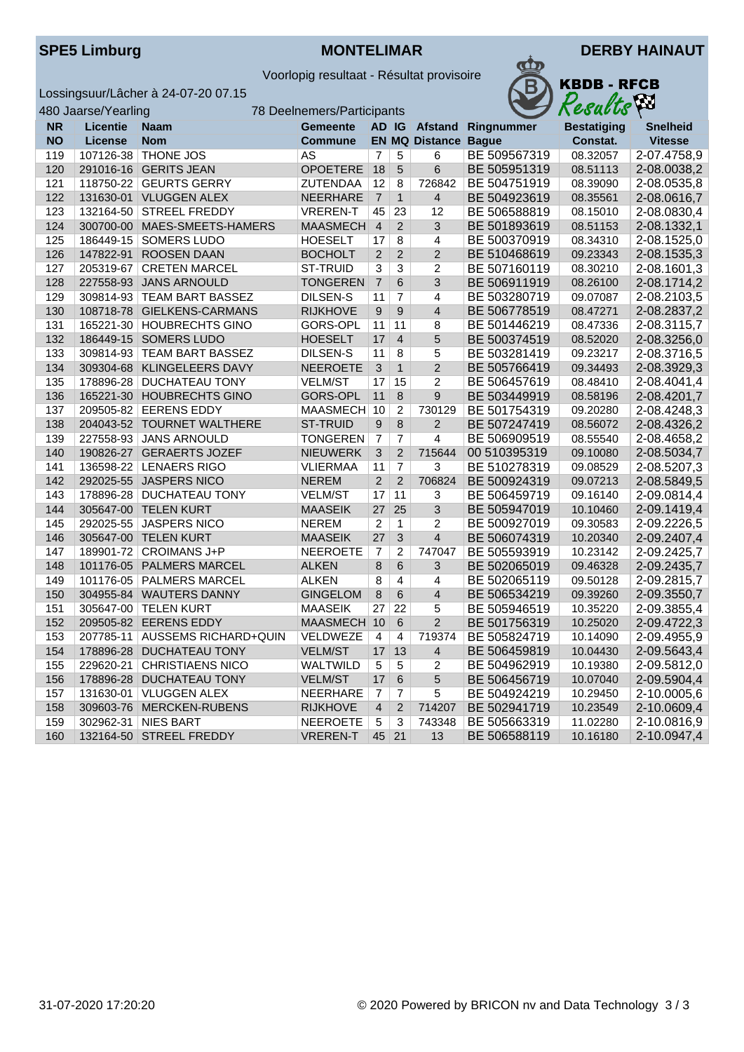**SPE5 Limburg** | **MONTELIMAR** | **DERBY HAINAUT**

Voorlopig resultaat - Résultat provisoire

KBDB - RFCB Results

Lossingsuur/Lâcher à 24-07-20 07.15

480 Jaarse/Yearling | 78 Deelnemers/Participants

| NR<br>NO | Licentie<br>License | Naam<br>Nom | Gemeente<br>Commune | AD<br>EN | IG<br>MQ | Afstand<br>Distance | Ringnummer<br>Bague | Bestatiging<br>Constat. | Snelheid<br>Vitesse |
|---|---|---|---|---|---|---|---|---|---|
| 119 | 107126-38 | THONE JOS | AS | 7 | 5 | 6 | BE 509567319 | 08.32057 | 2-07.4758,9 |
| 120 | 291016-16 | GERITS JEAN | OPOETERE | 18 | 5 | 6 | BE 505951319 | 08.51113 | 2-08.0038,2 |
| 121 | 118750-22 | GEURTS GERRY | ZUTENDAA | 12 | 8 | 726842 | BE 504751919 | 08.39090 | 2-08.0535,8 |
| 122 | 131630-01 | VLUGGEN ALEX | NEERHARE | 7 | 1 | 4 | BE 504923619 | 08.35561 | 2-08.0616,7 |
| 123 | 132164-50 | STREEL FREDDY | VREREN-T | 45 | 23 | 12 | BE 506588819 | 08.15010 | 2-08.0830,4 |
| 124 | 300700-00 | MAES-SMEETS-HAMERS | MAASMECH | 4 | 2 | 3 | BE 501893619 | 08.51153 | 2-08.1332,1 |
| 125 | 186449-15 | SOMERS LUDO | HOESELT | 17 | 8 | 4 | BE 500370919 | 08.34310 | 2-08.1525,0 |
| 126 | 147822-91 | ROOSEN DAAN | BOCHOLT | 2 | 2 | 2 | BE 510468619 | 09.23343 | 2-08.1535,3 |
| 127 | 205319-67 | CRETEN MARCEL | ST-TRUID | 3 | 3 | 2 | BE 507160119 | 08.30210 | 2-08.1601,3 |
| 128 | 227558-93 | JANS ARNOULD | TONGEREN | 7 | 6 | 3 | BE 506911919 | 08.26100 | 2-08.1714,2 |
| 129 | 309814-93 | TEAM BART BASSEZ | DILSEN-S | 11 | 7 | 4 | BE 503280719 | 09.07087 | 2-08.2103,5 |
| 130 | 108718-78 | GIELKENS-CARMANS | RIJKHOVE | 9 | 9 | 4 | BE 506778519 | 08.47271 | 2-08.2837,2 |
| 131 | 165221-30 | HOUBRECHTS GINO | GORS-OPL | 11 | 11 | 8 | BE 501446219 | 08.47336 | 2-08.3115,7 |
| 132 | 186449-15 | SOMERS LUDO | HOESELT | 17 | 4 | 5 | BE 500374519 | 08.52020 | 2-08.3256,0 |
| 133 | 309814-93 | TEAM BART BASSEZ | DILSEN-S | 11 | 8 | 5 | BE 503281419 | 09.23217 | 2-08.3716,5 |
| 134 | 309304-68 | KLINGELEERS DAVY | NEEROETE | 3 | 1 | 2 | BE 505766419 | 09.34493 | 2-08.3929,3 |
| 135 | 178896-28 | DUCHATEAU TONY | VELM/ST | 17 | 15 | 2 | BE 506457619 | 08.48410 | 2-08.4041,4 |
| 136 | 165221-30 | HOUBRECHTS GINO | GORS-OPL | 11 | 8 | 9 | BE 503449919 | 08.58196 | 2-08.4201,7 |
| 137 | 209505-82 | EERENS EDDY | MAASMECH | 10 | 2 | 730129 | BE 501754319 | 09.20280 | 2-08.4248,3 |
| 138 | 204043-52 | TOURNET WALTHERE | ST-TRUID | 9 | 8 | 2 | BE 507247419 | 08.56072 | 2-08.4326,2 |
| 139 | 227558-93 | JANS ARNOULD | TONGEREN | 7 | 7 | 4 | BE 506909519 | 08.55540 | 2-08.4658,2 |
| 140 | 190826-27 | GERAERTS JOZEF | NIEUWERK | 3 | 2 | 715644 | 00 510395319 | 09.10080 | 2-08.5034,7 |
| 141 | 136598-22 | LENAERS RIGO | VLIERMAA | 11 | 7 | 3 | BE 510278319 | 09.08529 | 2-08.5207,3 |
| 142 | 292025-55 | JASPERS NICO | NEREM | 2 | 2 | 706824 | BE 500924319 | 09.07213 | 2-08.5849,5 |
| 143 | 178896-28 | DUCHATEAU TONY | VELM/ST | 17 | 11 | 3 | BE 506459719 | 09.16140 | 2-09.0814,4 |
| 144 | 305647-00 | TELEN KURT | MAASEIK | 27 | 25 | 3 | BE 505947019 | 10.10460 | 2-09.1419,4 |
| 145 | 292025-55 | JASPERS NICO | NEREM | 2 | 1 | 2 | BE 500927019 | 09.30583 | 2-09.2226,5 |
| 146 | 305647-00 | TELEN KURT | MAASEIK | 27 | 3 | 4 | BE 506074319 | 10.20340 | 2-09.2407,4 |
| 147 | 189901-72 | CROIMANS J+P | NEEROETE | 7 | 2 | 747047 | BE 505593919 | 10.23142 | 2-09.2425,7 |
| 148 | 101176-05 | PALMERS MARCEL | ALKEN | 8 | 6 | 3 | BE 502065019 | 09.46328 | 2-09.2435,7 |
| 149 | 101176-05 | PALMERS MARCEL | ALKEN | 8 | 4 | 4 | BE 502065119 | 09.50128 | 2-09.2815,7 |
| 150 | 304955-84 | WAUTERS DANNY | GINGELOM | 8 | 6 | 4 | BE 506534219 | 09.39260 | 2-09.3550,7 |
| 151 | 305647-00 | TELEN KURT | MAASEIK | 27 | 22 | 5 | BE 505946519 | 10.35220 | 2-09.3855,4 |
| 152 | 209505-82 | EERENS EDDY | MAASMECH | 10 | 6 | 2 | BE 501756319 | 10.25020 | 2-09.4722,3 |
| 153 | 207785-11 | AUSSEMS RICHARD+QUIN | VELDWEZE | 4 | 4 | 719374 | BE 505824719 | 10.14090 | 2-09.4955,9 |
| 154 | 178896-28 | DUCHATEAU TONY | VELM/ST | 17 | 13 | 4 | BE 506459819 | 10.04430 | 2-09.5643,4 |
| 155 | 229620-21 | CHRISTIAENS NICO | WALTWILD | 5 | 5 | 2 | BE 504962919 | 10.19380 | 2-09.5812,0 |
| 156 | 178896-28 | DUCHATEAU TONY | VELM/ST | 17 | 6 | 5 | BE 506456719 | 10.07040 | 2-09.5904,4 |
| 157 | 131630-01 | VLUGGEN ALEX | NEERHARE | 7 | 7 | 5 | BE 504924219 | 10.29450 | 2-10.0005,6 |
| 158 | 309603-76 | MERCKEN-RUBENS | RIJKHOVE | 4 | 2 | 714207 | BE 502941719 | 10.23549 | 2-10.0609,4 |
| 159 | 302962-31 | NIES BART | NEEROETE | 5 | 3 | 743348 | BE 505663319 | 11.02280 | 2-10.0816,9 |
| 160 | 132164-50 | STREEL FREDDY | VREREN-T | 45 | 21 | 13 | BE 506588119 | 10.16180 | 2-10.0947,4 |

31-07-2020 17:20:20 © 2020 Powered by BRICON nv and Data Technology